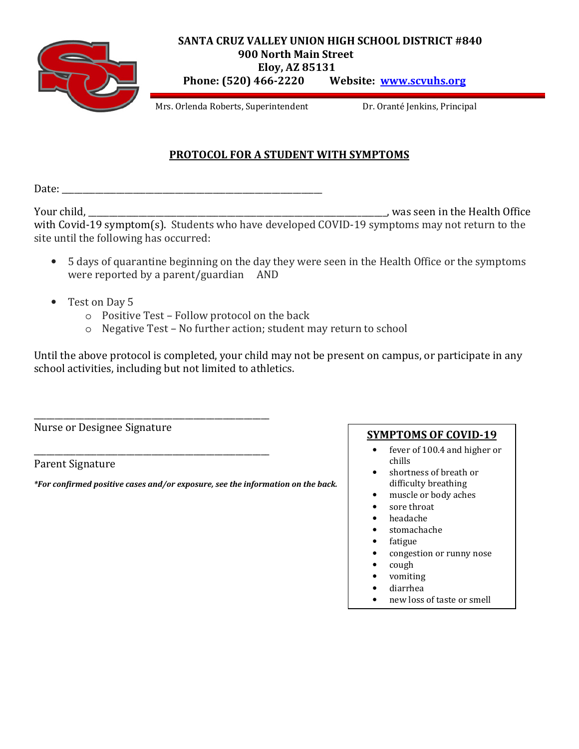**SANTA CRUZ VALLEY UNION HIGH SCHOOL DISTRICT #840**
**900 North Main Street**
**Eloy, AZ 85131**
**Phone: (520) 466-2220 Website: www.scvuhs.org**

Mrs. Orlenda Roberts, Superintendent Dr. Oranté Jenkins, Principal

## PROTOCOL FOR A STUDENT WITH SYMPTOMS

Date: ____________________________________________________

Your child, ________________________________________________________________, was seen in the Health Office with Covid-19 symptom(s). Students who have developed COVID-19 symptoms may not return to the site until the following has occurred:

- 5 days of quarantine beginning on the day they were seen in the Health Office or the symptoms were reported by a parent/guardian AND
- Test on Day 5
  - Positive Test – Follow protocol on the back
  - Negative Test – No further action; student may return to school

Until the above protocol is completed, your child may not be present on campus, or participate in any school activities, including but not limited to athletics.

___________________________________________________
Nurse or Designee Signature

___________________________________________________
Parent Signature

***For confirmed positive cases and/or exposure, see the information on the back.***

**SYMPTOMS OF COVID-19**

- fever of 100.4 and higher or chills
- shortness of breath or difficulty breathing
- muscle or body aches
- sore throat
- headache
- stomachache
- fatigue
- congestion or runny nose
- cough
- vomiting
- diarrhea
- new loss of taste or smell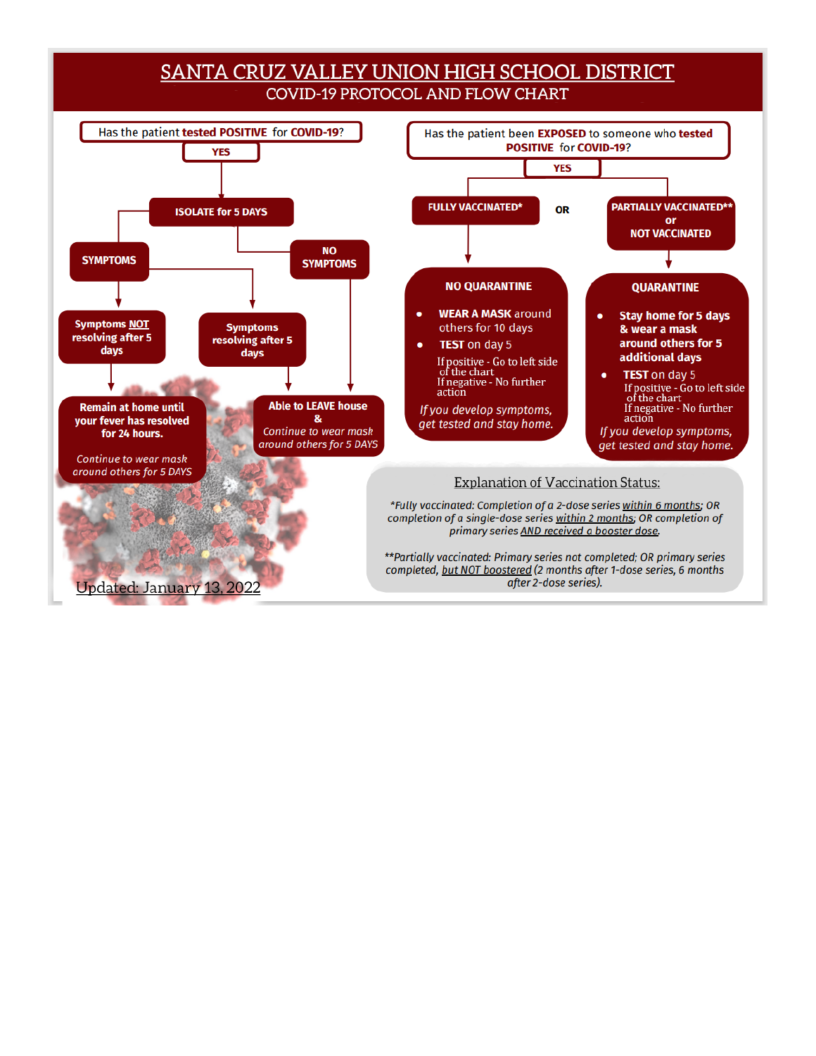# SANTA CRUZ VALLEY UNION HIGH SCHOOL DISTRICT

## COVID-19 PROTOCOL AND FLOW CHART

Has the patient **tested POSITIVE** for **COVID-19**?

**YES**

**ISOLATE for 5 DAYS**

**SYMPTOMS**

**Symptoms NOT resolving after 5 days**

**Remain at home until your fever has resolved for 24 hours.**

*Continue to wear mask around others for 5 DAYS*

**Symptoms resolving after 5 days**

**NO SYMPTOMS**

**Able to LEAVE house & ***Continue to wear mask around others for 5 DAYS*

Has the patient been **EXPOSED** to someone who **tested POSITIVE** for **COVID-19**?

**YES**

**FULLY VACCINATED***

OR

**PARTIALLY VACCINATED** or NOT VACCINATED**

**NO QUARANTINE**

- **WEAR A MASK** around others for 10 days
- **TEST** on day 5
  - If positive - Go to left side of the chart
  - If negative - No further action

*If you develop symptoms, get tested and stay home.*

**QUARANTINE**

- **Stay home for 5 days & wear a mask around others for 5 additional days**
- **TEST** on day 5
  - If positive - Go to left side of the chart
  - If negative - No further action

*If you develop symptoms, get tested and stay home.*

### Explanation of Vaccination Status:

*Fully vaccinated: Completion of a 2-dose series within 6 months; OR completion of a single-dose series within 2 months; OR completion of primary series AND received a booster dose.

**Partially vaccinated: Primary series not completed; OR primary series completed, but NOT boostered (2 months after 1-dose series, 6 months after 2-dose series).

Updated: January 13, 2022